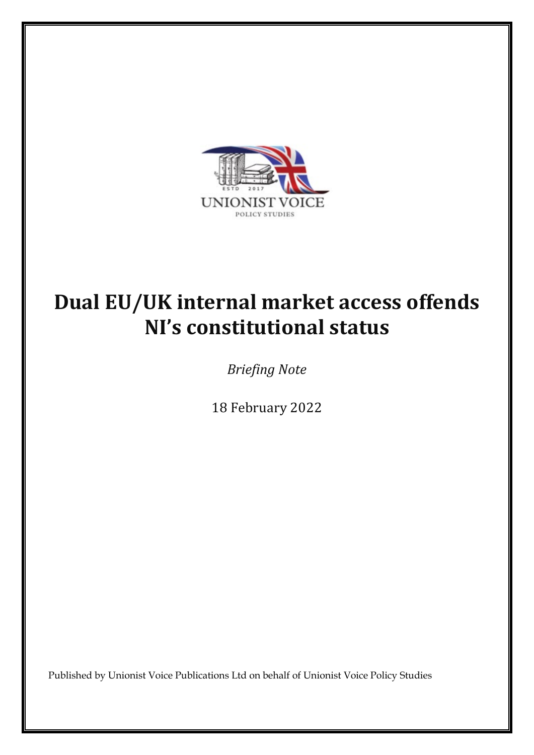# Dual EU/UK internal market access offends NI's constitutional status

*Briefing Note*

18 February 2022

Published by Unionist Voice Publications Ltd on behalf of Unionist Voice Policy Studies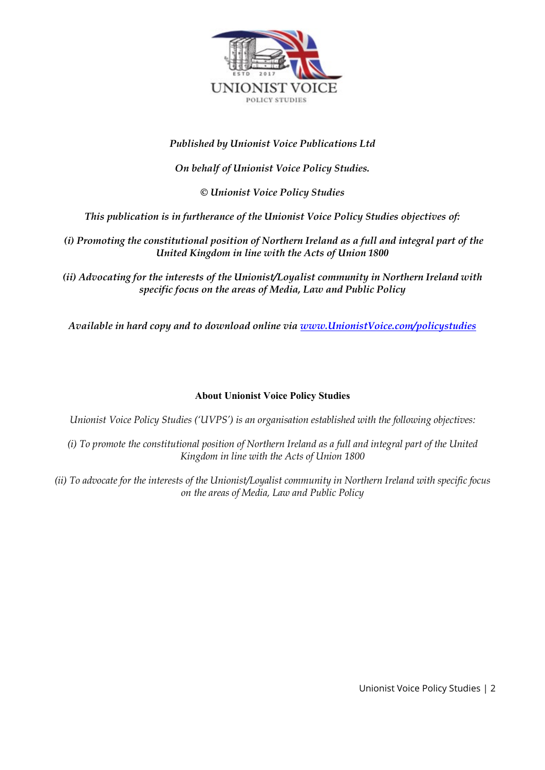*Published by Unionist Voice Publications Ltd*

*On behalf of Unionist Voice Policy Studies.*

*© Unionist Voice Policy Studies*

*This publication is in furtherance of the Unionist Voice Policy Studies objectives of:*

*(i) Promoting the constitutional position of Northern Ireland as a full and integral part of the United Kingdom in line with the Acts of Union 1800*

*(ii) Advocating for the interests of the Unionist/Loyalist community in Northern Ireland with specific focus on the areas of Media, Law and Public Policy*

*Available in hard copy and to download online via [www.UnionistVoice.com/policystudies](http://www.UnionistVoice.com/policystudies)*

**About Unionist Voice Policy Studies**

*Unionist Voice Policy Studies ('UVPS') is an organisation established with the following objectives:*

*(i) To promote the constitutional position of Northern Ireland as a full and integral part of the United Kingdom in line with the Acts of Union 1800*

*(ii) To advocate for the interests of the Unionist/Loyalist community in Northern Ireland with specific focus on the areas of Media, Law and Public Policy*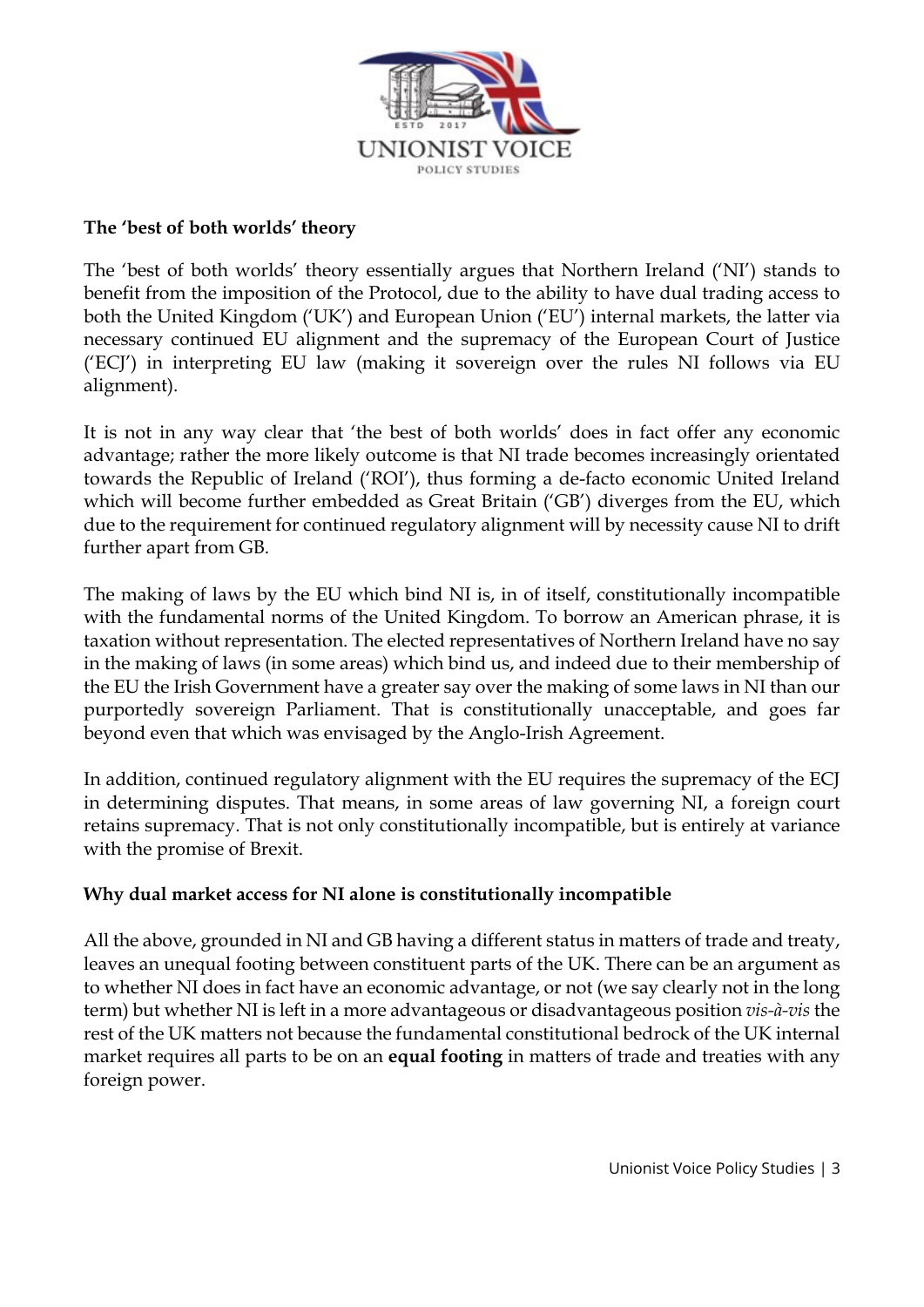**The 'best of both worlds' theory**

The 'best of both worlds' theory essentially argues that Northern Ireland ('NI') stands to benefit from the imposition of the Protocol, due to the ability to have dual trading access to both the United Kingdom ('UK') and European Union ('EU') internal markets, the latter via necessary continued EU alignment and the supremacy of the European Court of Justice ('ECJ') in interpreting EU law (making it sovereign over the rules NI follows via EU alignment).

It is not in any way clear that 'the best of both worlds' does in fact offer any economic advantage; rather the more likely outcome is that NI trade becomes increasingly orientated towards the Republic of Ireland ('ROI'), thus forming a de-facto economic United Ireland which will become further embedded as Great Britain ('GB') diverges from the EU, which due to the requirement for continued regulatory alignment will by necessity cause NI to drift further apart from GB.

The making of laws by the EU which bind NI is, in of itself, constitutionally incompatible with the fundamental norms of the United Kingdom. To borrow an American phrase, it is taxation without representation. The elected representatives of Northern Ireland have no say in the making of laws (in some areas) which bind us, and indeed due to their membership of the EU the Irish Government have a greater say over the making of some laws in NI than our purportedly sovereign Parliament. That is constitutionally unacceptable, and goes far beyond even that which was envisaged by the Anglo-Irish Agreement.

In addition, continued regulatory alignment with the EU requires the supremacy of the ECJ in determining disputes. That means, in some areas of law governing NI, a foreign court retains supremacy. That is not only constitutionally incompatible, but is entirely at variance with the promise of Brexit.

**Why dual market access for NI alone is constitutionally incompatible**

All the above, grounded in NI and GB having a different status in matters of trade and treaty, leaves an unequal footing between constituent parts of the UK. There can be an argument as to whether NI does in fact have an economic advantage, or not (we say clearly not in the long term) but whether NI is left in a more advantageous or disadvantageous position *vis-à-vis* the rest of the UK matters not because the fundamental constitutional bedrock of the UK internal market requires all parts to be on an **equal footing** in matters of trade and treaties with any foreign power.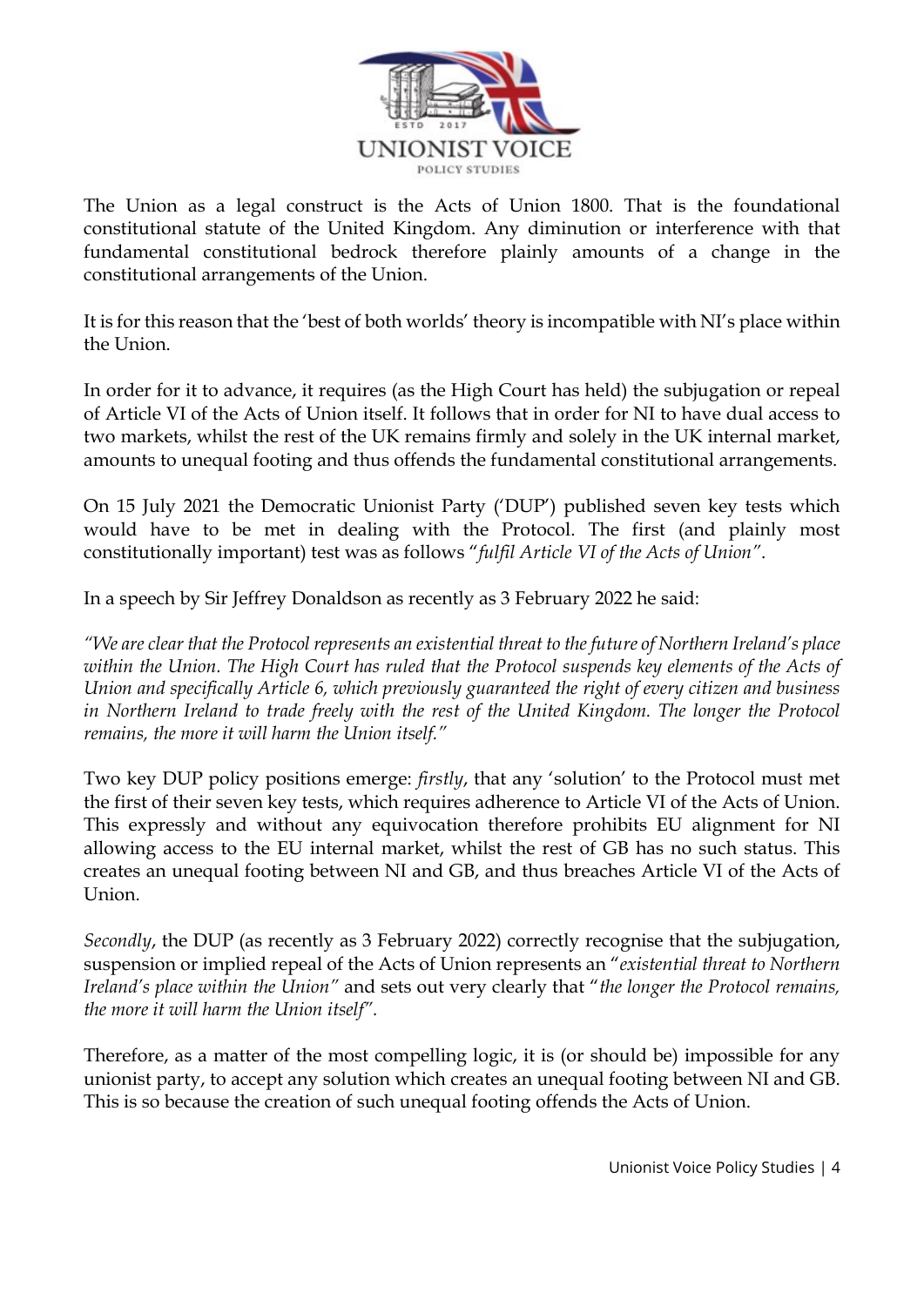The Union as a legal construct is the Acts of Union 1800. That is the foundational constitutional statute of the United Kingdom. Any diminution or interference with that fundamental constitutional bedrock therefore plainly amounts of a change in the constitutional arrangements of the Union.

It is for this reason that the 'best of both worlds' theory is incompatible with NI's place within the Union.

In order for it to advance, it requires (as the High Court has held) the subjugation or repeal of Article VI of the Acts of Union itself. It follows that in order for NI to have dual access to two markets, whilst the rest of the UK remains firmly and solely in the UK internal market, amounts to unequal footing and thus offends the fundamental constitutional arrangements.

On 15 July 2021 the Democratic Unionist Party ('DUP') published seven key tests which would have to be met in dealing with the Protocol. The first (and plainly most constitutionally important) test was as follows "*fulfil Article VI of the Acts of Union*".

In a speech by Sir Jeffrey Donaldson as recently as 3 February 2022 he said:

*"We are clear that the Protocol represents an existential threat to the future of Northern Ireland's place within the Union. The High Court has ruled that the Protocol suspends key elements of the Acts of Union and specifically Article 6, which previously guaranteed the right of every citizen and business in Northern Ireland to trade freely with the rest of the United Kingdom. The longer the Protocol remains, the more it will harm the Union itself."*

Two key DUP policy positions emerge: *firstly*, that any 'solution' to the Protocol must met the first of their seven key tests, which requires adherence to Article VI of the Acts of Union. This expressly and without any equivocation therefore prohibits EU alignment for NI allowing access to the EU internal market, whilst the rest of GB has no such status. This creates an unequal footing between NI and GB, and thus breaches Article VI of the Acts of Union.

*Secondly*, the DUP (as recently as 3 February 2022) correctly recognise that the subjugation, suspension or implied repeal of the Acts of Union represents an "*existential threat to Northern Ireland's place within the Union*" and sets out very clearly that "*the longer the Protocol remains, the more it will harm the Union itself*".

Therefore, as a matter of the most compelling logic, it is (or should be) impossible for any unionist party, to accept any solution which creates an unequal footing between NI and GB. This is so because the creation of such unequal footing offends the Acts of Union.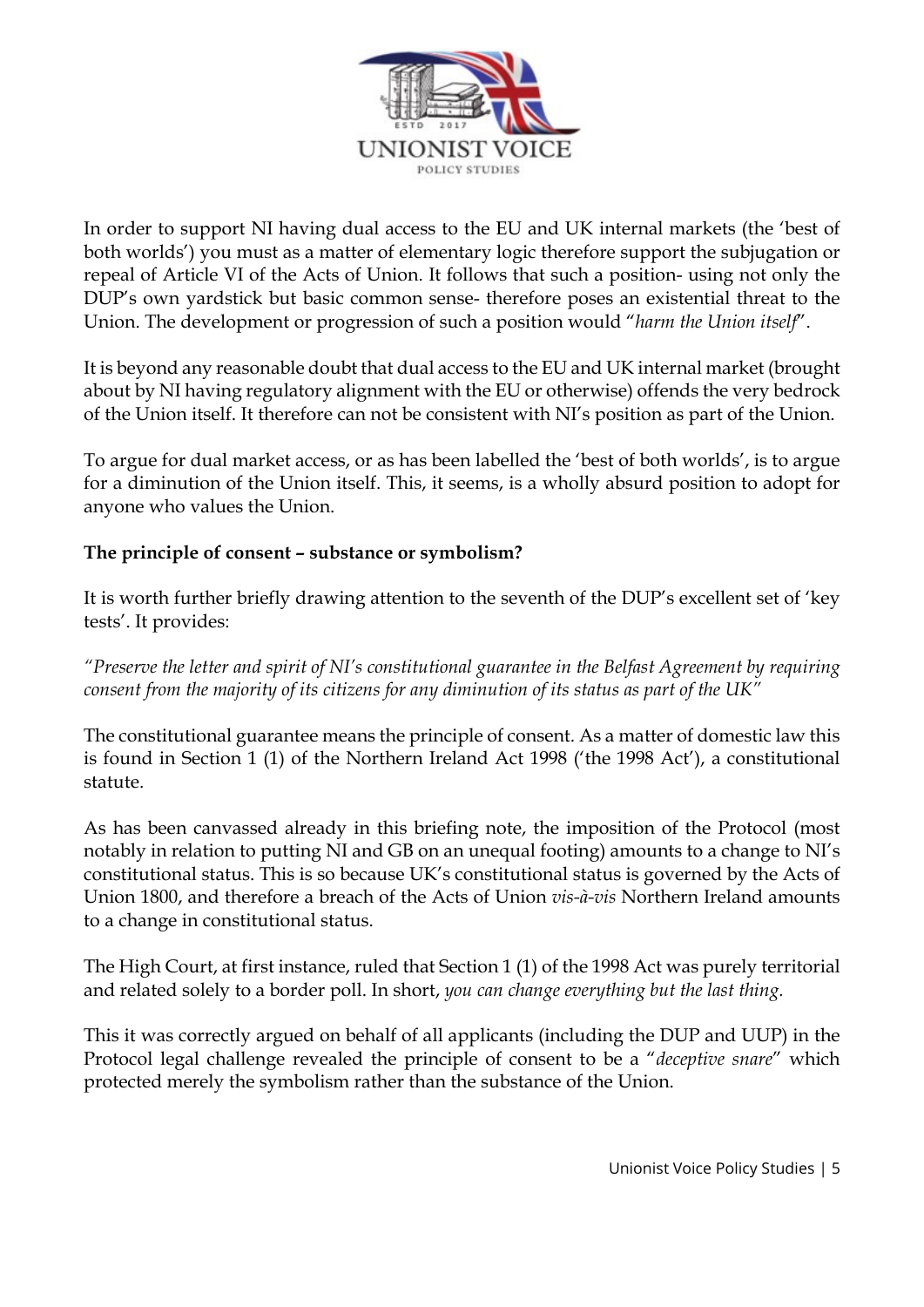In order to support NI having dual access to the EU and UK internal markets (the 'best of both worlds') you must as a matter of elementary logic therefore support the subjugation or repeal of Article VI of the Acts of Union. It follows that such a position- using not only the DUP's own yardstick but basic common sense- therefore poses an existential threat to the Union. The development or progression of such a position would "*harm the Union itself*".

It is beyond any reasonable doubt that dual access to the EU and UK internal market (brought about by NI having regulatory alignment with the EU or otherwise) offends the very bedrock of the Union itself. It therefore can not be consistent with NI's position as part of the Union.

To argue for dual market access, or as has been labelled the 'best of both worlds', is to argue for a diminution of the Union itself. This, it seems, is a wholly absurd position to adopt for anyone who values the Union.

**The principle of consent – substance or symbolism?**

It is worth further briefly drawing attention to the seventh of the DUP's excellent set of 'key tests'. It provides:

*"Preserve the letter and spirit of NI's constitutional guarantee in the Belfast Agreement by requiring consent from the majority of its citizens for any diminution of its status as part of the UK"*

The constitutional guarantee means the principle of consent. As a matter of domestic law this is found in Section 1 (1) of the Northern Ireland Act 1998 ('the 1998 Act'), a constitutional statute.

As has been canvassed already in this briefing note, the imposition of the Protocol (most notably in relation to putting NI and GB on an unequal footing) amounts to a change to NI's constitutional status. This is so because UK's constitutional status is governed by the Acts of Union 1800, and therefore a breach of the Acts of Union *vis-à-vis* Northern Ireland amounts to a change in constitutional status.

The High Court, at first instance, ruled that Section 1 (1) of the 1998 Act was purely territorial and related solely to a border poll. In short, *you can change everything but the last thing.*

This it was correctly argued on behalf of all applicants (including the DUP and UUP) in the Protocol legal challenge revealed the principle of consent to be a "*deceptive snare*" which protected merely the symbolism rather than the substance of the Union.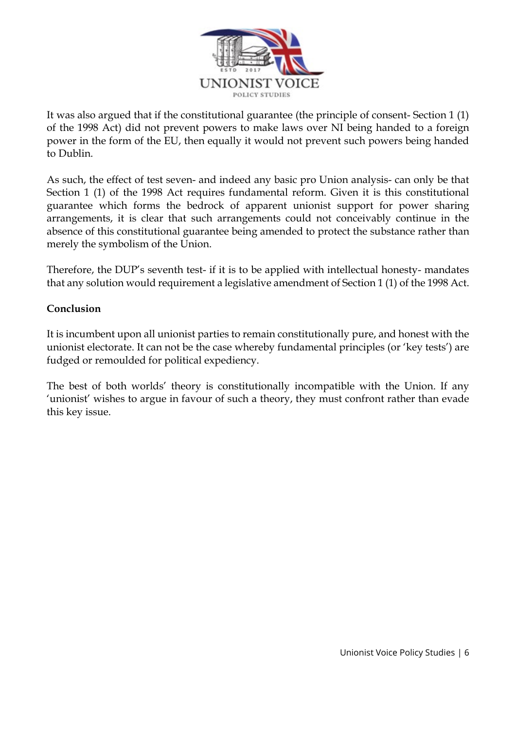It was also argued that if the constitutional guarantee (the principle of consent- Section 1 (1) of the 1998 Act) did not prevent powers to make laws over NI being handed to a foreign power in the form of the EU, then equally it would not prevent such powers being handed to Dublin.

As such, the effect of test seven- and indeed any basic pro Union analysis- can only be that Section 1 (1) of the 1998 Act requires fundamental reform. Given it is this constitutional guarantee which forms the bedrock of apparent unionist support for power sharing arrangements, it is clear that such arrangements could not conceivably continue in the absence of this constitutional guarantee being amended to protect the substance rather than merely the symbolism of the Union.

Therefore, the DUP's seventh test- if it is to be applied with intellectual honesty- mandates that any solution would requirement a legislative amendment of Section 1 (1) of the 1998 Act.

**Conclusion**

It is incumbent upon all unionist parties to remain constitutionally pure, and honest with the unionist electorate. It can not be the case whereby fundamental principles (or 'key tests') are fudged or remoulded for political expediency.

The best of both worlds' theory is constitutionally incompatible with the Union. If any 'unionist' wishes to argue in favour of such a theory, they must confront rather than evade this key issue.